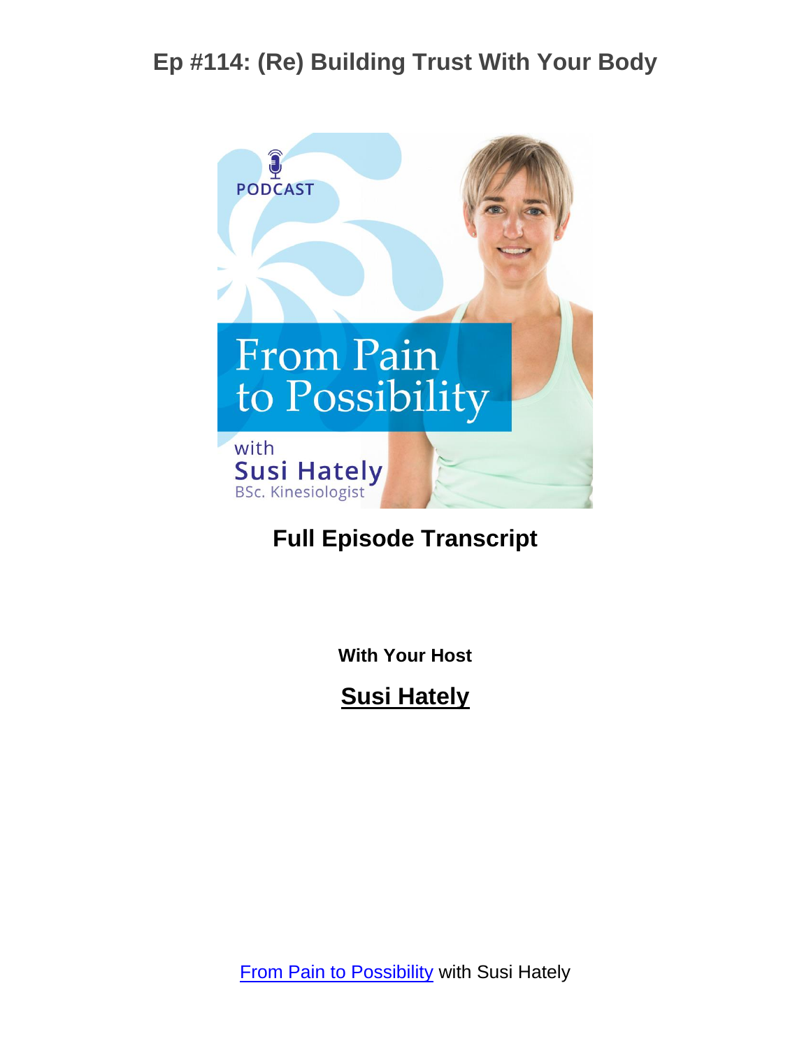# Ep #114: (Re) Building Trust With Your Body

**Full Episode Transcript**

**With Your Host**

**Susi Hately**

From Pain to Possibility with Susi Hately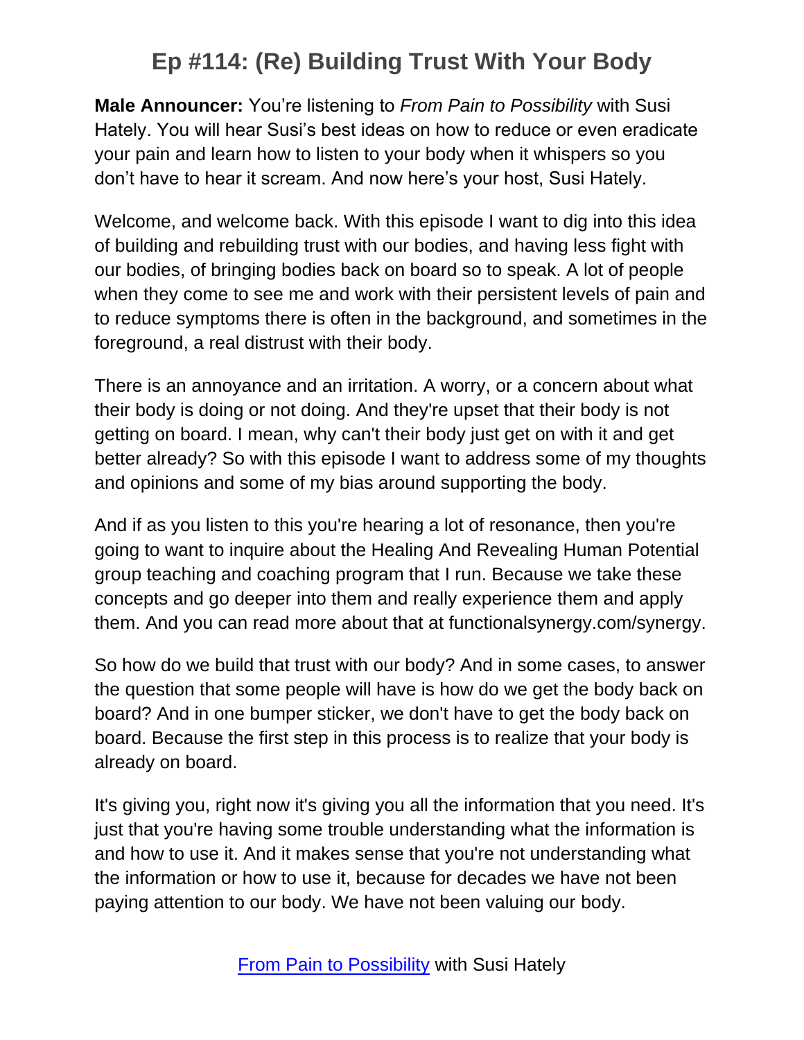# Ep #114: (Re) Building Trust With Your Body

**Male Announcer:** You're listening to *From Pain to Possibility* with Susi Hately. You will hear Susi's best ideas on how to reduce or even eradicate your pain and learn how to listen to your body when it whispers so you don't have to hear it scream. And now here's your host, Susi Hately.

Welcome, and welcome back. With this episode I want to dig into this idea of building and rebuilding trust with our bodies, and having less fight with our bodies, of bringing bodies back on board so to speak. A lot of people when they come to see me and work with their persistent levels of pain and to reduce symptoms there is often in the background, and sometimes in the foreground, a real distrust with their body.

There is an annoyance and an irritation. A worry, or a concern about what their body is doing or not doing. And they're upset that their body is not getting on board. I mean, why can't their body just get on with it and get better already? So with this episode I want to address some of my thoughts and opinions and some of my bias around supporting the body.

And if as you listen to this you're hearing a lot of resonance, then you're going to want to inquire about the Healing And Revealing Human Potential group teaching and coaching program that I run. Because we take these concepts and go deeper into them and really experience them and apply them. And you can read more about that at functionalsynergy.com/synergy.

So how do we build that trust with our body? And in some cases, to answer the question that some people will have is how do we get the body back on board? And in one bumper sticker, we don't have to get the body back on board. Because the first step in this process is to realize that your body is already on board.

It's giving you, right now it's giving you all the information that you need. It's just that you're having some trouble understanding what the information is and how to use it. And it makes sense that you're not understanding what the information or how to use it, because for decades we have not been paying attention to our body. We have not been valuing our body.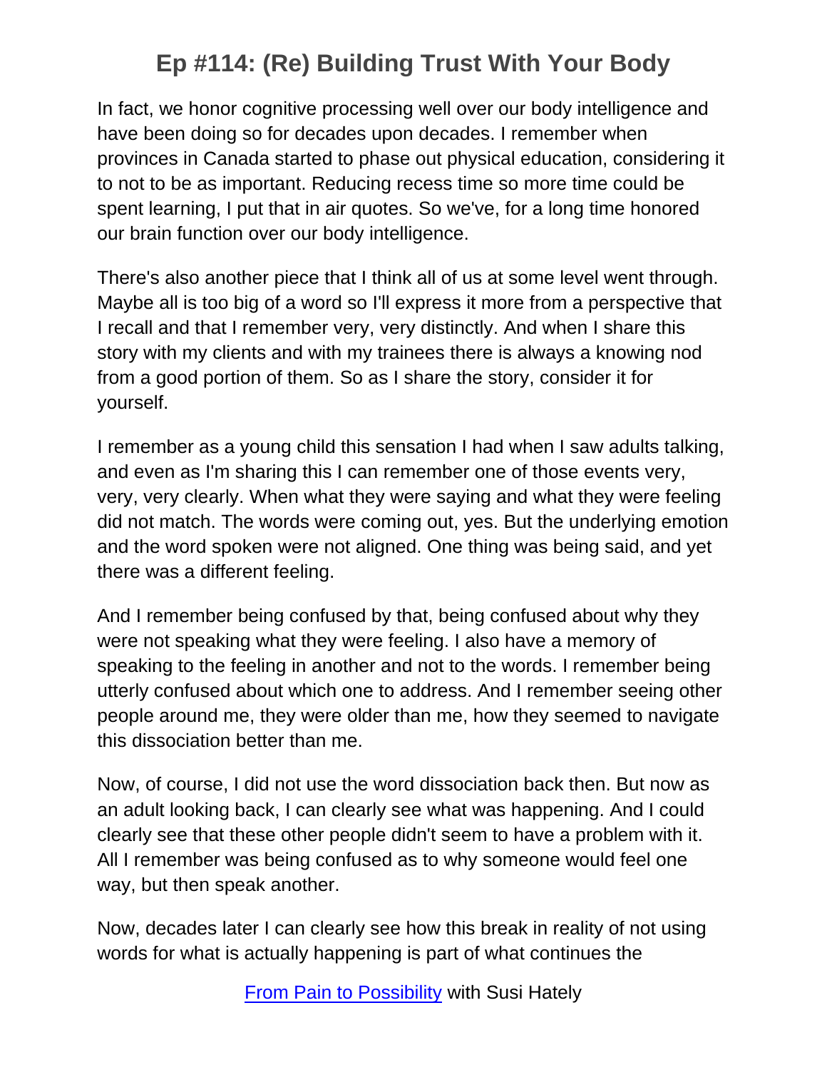In fact, we honor cognitive processing well over our body intelligence and have been doing so for decades upon decades. I remember when provinces in Canada started to phase out physical education, considering it to not to be as important. Reducing recess time so more time could be spent learning, I put that in air quotes. So we've, for a long time honored our brain function over our body intelligence.

There's also another piece that I think all of us at some level went through. Maybe all is too big of a word so I'll express it more from a perspective that I recall and that I remember very, very distinctly. And when I share this story with my clients and with my trainees there is always a knowing nod from a good portion of them. So as I share the story, consider it for yourself.

I remember as a young child this sensation I had when I saw adults talking, and even as I'm sharing this I can remember one of those events very, very, very clearly. When what they were saying and what they were feeling did not match. The words were coming out, yes. But the underlying emotion and the word spoken were not aligned. One thing was being said, and yet there was a different feeling.

And I remember being confused by that, being confused about why they were not speaking what they were feeling. I also have a memory of speaking to the feeling in another and not to the words. I remember being utterly confused about which one to address. And I remember seeing other people around me, they were older than me, how they seemed to navigate this dissociation better than me.

Now, of course, I did not use the word dissociation back then. But now as an adult looking back, I can clearly see what was happening. And I could clearly see that these other people didn't seem to have a problem with it. All I remember was being confused as to why someone would feel one way, but then speak another.

Now, decades later I can clearly see how this break in reality of not using words for what is actually happening is part of what continues the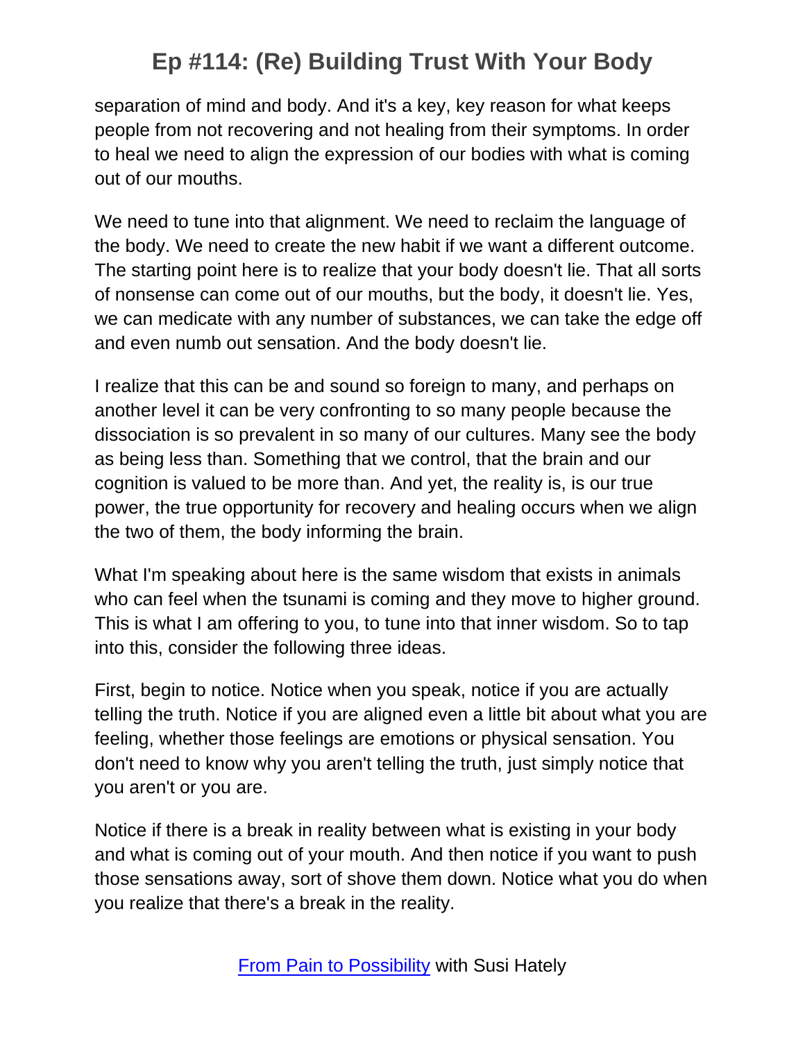separation of mind and body. And it's a key, key reason for what keeps people from not recovering and not healing from their symptoms. In order to heal we need to align the expression of our bodies with what is coming out of our mouths.

We need to tune into that alignment. We need to reclaim the language of the body. We need to create the new habit if we want a different outcome. The starting point here is to realize that your body doesn't lie. That all sorts of nonsense can come out of our mouths, but the body, it doesn't lie. Yes, we can medicate with any number of substances, we can take the edge off and even numb out sensation. And the body doesn't lie.

I realize that this can be and sound so foreign to many, and perhaps on another level it can be very confronting to so many people because the dissociation is so prevalent in so many of our cultures. Many see the body as being less than. Something that we control, that the brain and our cognition is valued to be more than. And yet, the reality is, is our true power, the true opportunity for recovery and healing occurs when we align the two of them, the body informing the brain.

What I'm speaking about here is the same wisdom that exists in animals who can feel when the tsunami is coming and they move to higher ground. This is what I am offering to you, to tune into that inner wisdom. So to tap into this, consider the following three ideas.

First, begin to notice. Notice when you speak, notice if you are actually telling the truth. Notice if you are aligned even a little bit about what you are feeling, whether those feelings are emotions or physical sensation. You don't need to know why you aren't telling the truth, just simply notice that you aren't or you are.

Notice if there is a break in reality between what is existing in your body and what is coming out of your mouth. And then notice if you want to push those sensations away, sort of shove them down. Notice what you do when you realize that there's a break in the reality.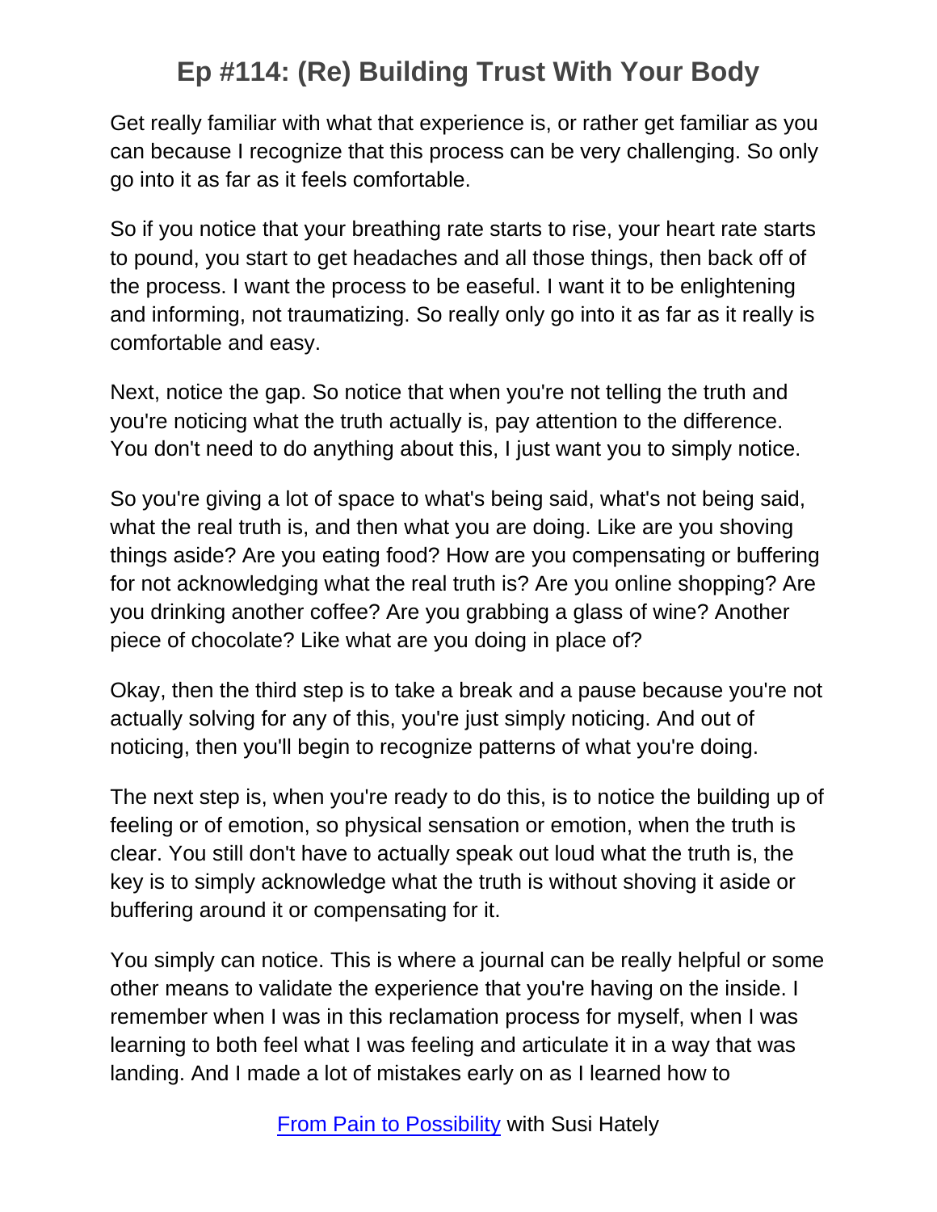Get really familiar with what that experience is, or rather get familiar as you can because I recognize that this process can be very challenging. So only go into it as far as it feels comfortable.

So if you notice that your breathing rate starts to rise, your heart rate starts to pound, you start to get headaches and all those things, then back off of the process. I want the process to be easeful. I want it to be enlightening and informing, not traumatizing. So really only go into it as far as it really is comfortable and easy.

Next, notice the gap. So notice that when you're not telling the truth and you're noticing what the truth actually is, pay attention to the difference. You don't need to do anything about this, I just want you to simply notice.

So you're giving a lot of space to what's being said, what's not being said, what the real truth is, and then what you are doing. Like are you shoving things aside? Are you eating food? How are you compensating or buffering for not acknowledging what the real truth is? Are you online shopping? Are you drinking another coffee? Are you grabbing a glass of wine? Another piece of chocolate? Like what are you doing in place of?

Okay, then the third step is to take a break and a pause because you're not actually solving for any of this, you're just simply noticing. And out of noticing, then you'll begin to recognize patterns of what you're doing.

The next step is, when you're ready to do this, is to notice the building up of feeling or of emotion, so physical sensation or emotion, when the truth is clear. You still don't have to actually speak out loud what the truth is, the key is to simply acknowledge what the truth is without shoving it aside or buffering around it or compensating for it.

You simply can notice. This is where a journal can be really helpful or some other means to validate the experience that you're having on the inside. I remember when I was in this reclamation process for myself, when I was learning to both feel what I was feeling and articulate it in a way that was landing. And I made a lot of mistakes early on as I learned how to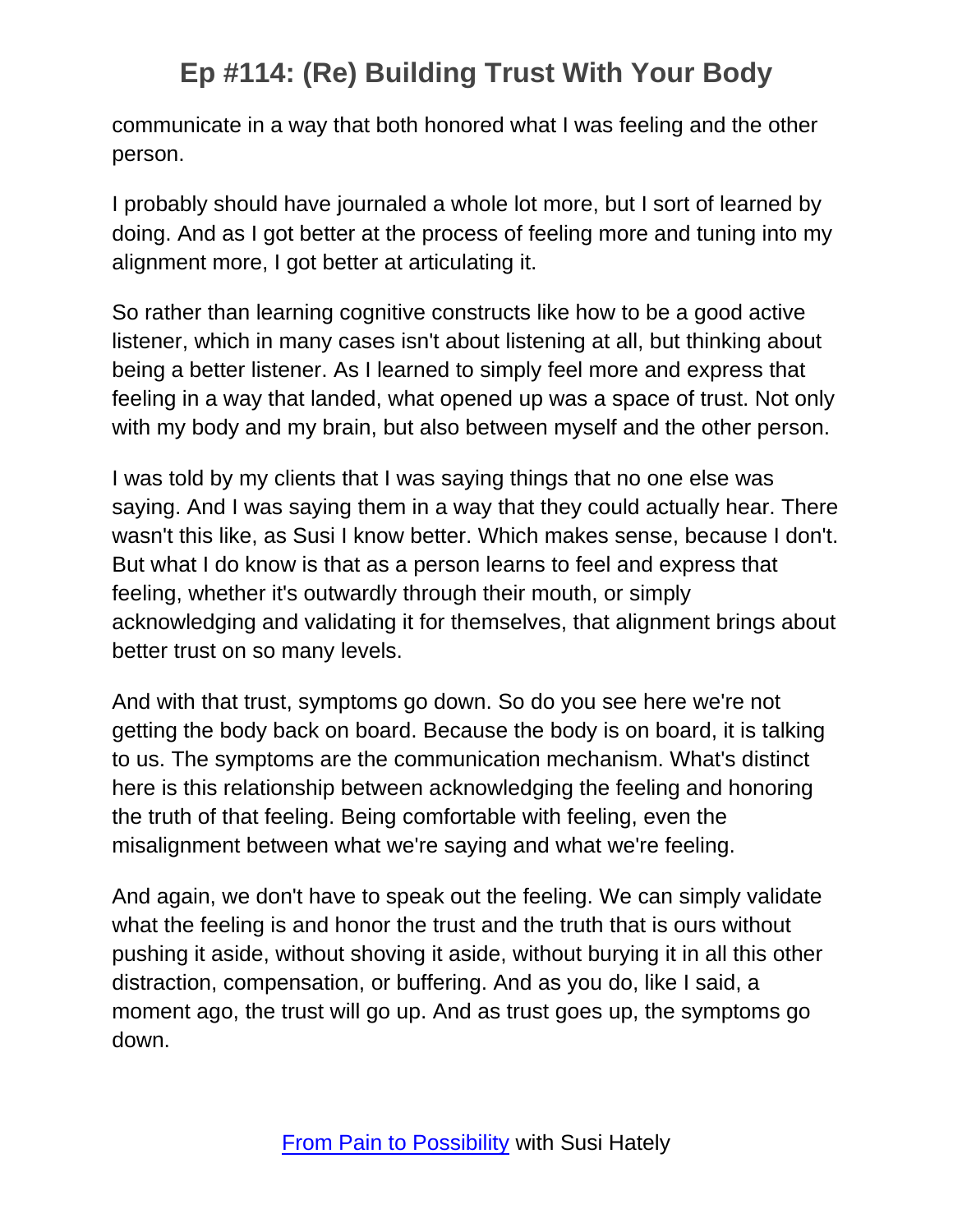communicate in a way that both honored what I was feeling and the other person.

I probably should have journaled a whole lot more, but I sort of learned by doing. And as I got better at the process of feeling more and tuning into my alignment more, I got better at articulating it.

So rather than learning cognitive constructs like how to be a good active listener, which in many cases isn't about listening at all, but thinking about being a better listener. As I learned to simply feel more and express that feeling in a way that landed, what opened up was a space of trust. Not only with my body and my brain, but also between myself and the other person.

I was told by my clients that I was saying things that no one else was saying. And I was saying them in a way that they could actually hear. There wasn't this like, as Susi I know better. Which makes sense, because I don't. But what I do know is that as a person learns to feel and express that feeling, whether it's outwardly through their mouth, or simply acknowledging and validating it for themselves, that alignment brings about better trust on so many levels.

And with that trust, symptoms go down. So do you see here we're not getting the body back on board. Because the body is on board, it is talking to us. The symptoms are the communication mechanism. What's distinct here is this relationship between acknowledging the feeling and honoring the truth of that feeling. Being comfortable with feeling, even the misalignment between what we're saying and what we're feeling.

And again, we don't have to speak out the feeling. We can simply validate what the feeling is and honor the trust and the truth that is ours without pushing it aside, without shoving it aside, without burying it in all this other distraction, compensation, or buffering. And as you do, like I said, a moment ago, the trust will go up. And as trust goes up, the symptoms go down.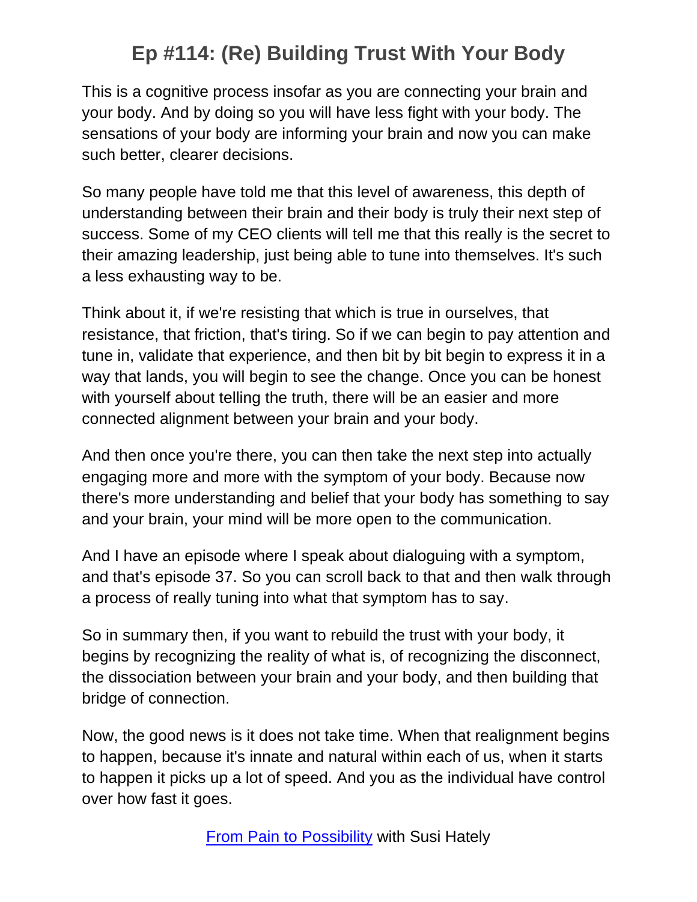This is a cognitive process insofar as you are connecting your brain and your body. And by doing so you will have less fight with your body. The sensations of your body are informing your brain and now you can make such better, clearer decisions.

So many people have told me that this level of awareness, this depth of understanding between their brain and their body is truly their next step of success. Some of my CEO clients will tell me that this really is the secret to their amazing leadership, just being able to tune into themselves. It's such a less exhausting way to be.

Think about it, if we're resisting that which is true in ourselves, that resistance, that friction, that's tiring. So if we can begin to pay attention and tune in, validate that experience, and then bit by bit begin to express it in a way that lands, you will begin to see the change. Once you can be honest with yourself about telling the truth, there will be an easier and more connected alignment between your brain and your body.

And then once you're there, you can then take the next step into actually engaging more and more with the symptom of your body. Because now there's more understanding and belief that your body has something to say and your brain, your mind will be more open to the communication.

And I have an episode where I speak about dialoguing with a symptom, and that's episode 37. So you can scroll back to that and then walk through a process of really tuning into what that symptom has to say.

So in summary then, if you want to rebuild the trust with your body, it begins by recognizing the reality of what is, of recognizing the disconnect, the dissociation between your brain and your body, and then building that bridge of connection.

Now, the good news is it does not take time. When that realignment begins to happen, because it's innate and natural within each of us, when it starts to happen it picks up a lot of speed. And you as the individual have control over how fast it goes.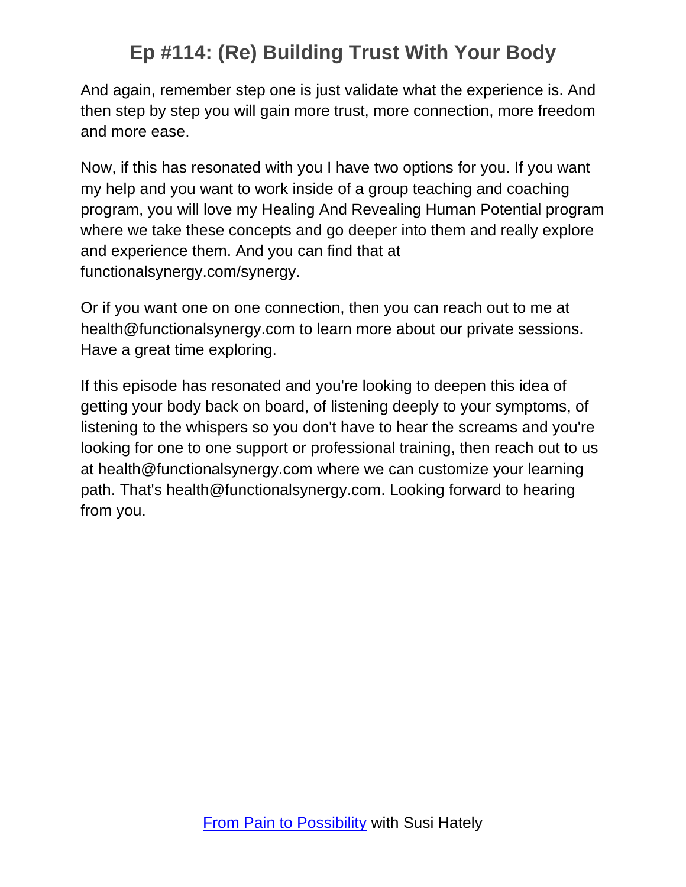And again, remember step one is just validate what the experience is. And then step by step you will gain more trust, more connection, more freedom and more ease.

Now, if this has resonated with you I have two options for you. If you want my help and you want to work inside of a group teaching and coaching program, you will love my Healing And Revealing Human Potential program where we take these concepts and go deeper into them and really explore and experience them. And you can find that at functionalsynergy.com/synergy.

Or if you want one on one connection, then you can reach out to me at health@functionalsynergy.com to learn more about our private sessions. Have a great time exploring.

If this episode has resonated and you're looking to deepen this idea of getting your body back on board, of listening deeply to your symptoms, of listening to the whispers so you don't have to hear the screams and you're looking for one to one support or professional training, then reach out to us at health@functionalsynergy.com where we can customize your learning path. That's health@functionalsynergy.com. Looking forward to hearing from you.